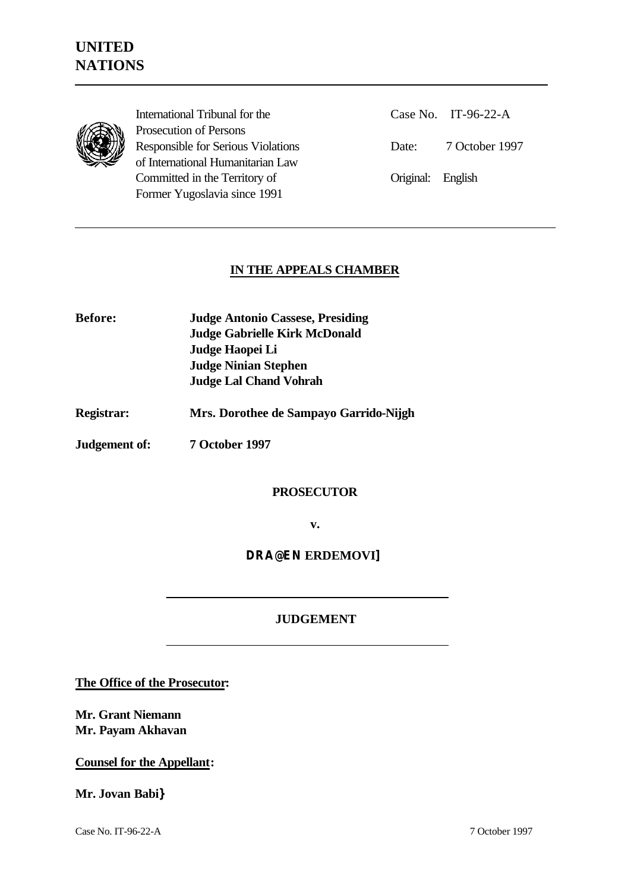# UNITED NATIONS

International Tribunal for the Prosecution of Persons Responsible for Serious Violations of International Humanitarian Law Committed in the Territory of Former Yugoslavia since 1991

Case No. IT-96-22-A

Date: 7 October 1997

Original: English

## IN THE APPEALS CHAMBER

**Before:** **Judge Antonio Cassese, Presiding**
**Judge Gabrielle Kirk McDonald**
**Judge Haopei Li**
**Judge Ninian Stephen**
**Judge Lal Chand Vohrah**

**Registrar:** **Mrs. Dorothee de Sampayo Garrido-Nijgh**

**Judgement of:** **7 October 1997**

**PROSECUTOR**

**v.**

**DRA@EN ERDEMOVI]**

## JUDGEMENT

**The Office of the Prosecutor:**

**Mr. Grant Niemann**
**Mr. Payam Akhavan**

**Counsel for the Appellant:**

**Mr. Jovan Babi}**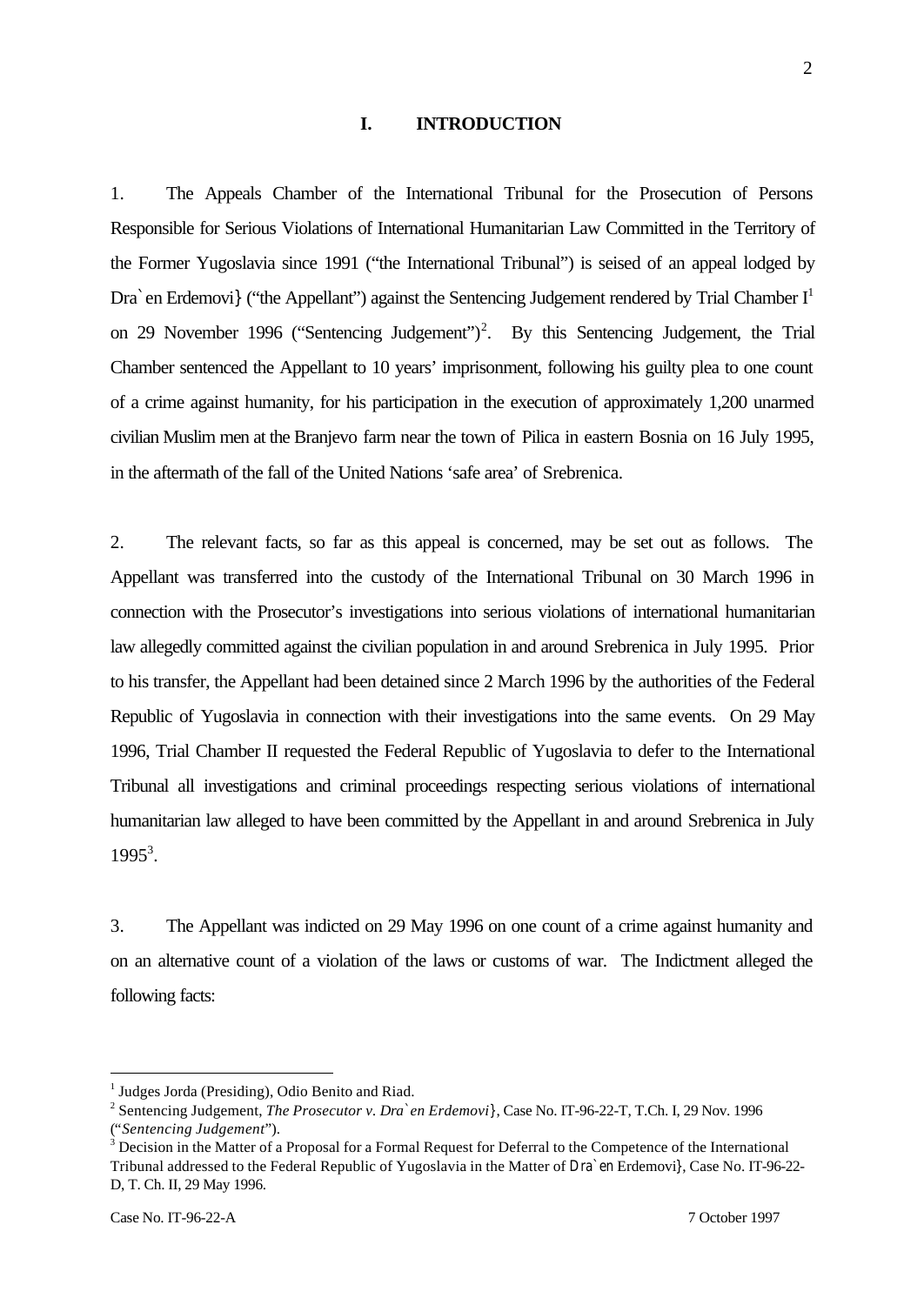# I. INTRODUCTION

1. The Appeals Chamber of the International Tribunal for the Prosecution of Persons Responsible for Serious Violations of International Humanitarian Law Committed in the Territory of the Former Yugoslavia since 1991 ("the International Tribunal") is seised of an appeal lodged by Dra`en Erdemovi} ("the Appellant") against the Sentencing Judgement rendered by Trial Chamber I[1] on 29 November 1996 ("Sentencing Judgement")[2]. By this Sentencing Judgement, the Trial Chamber sentenced the Appellant to 10 years' imprisonment, following his guilty plea to one count of a crime against humanity, for his participation in the execution of approximately 1,200 unarmed civilian Muslim men at the Branjevo farm near the town of Pilica in eastern Bosnia on 16 July 1995, in the aftermath of the fall of the United Nations 'safe area' of Srebrenica.

2. The relevant facts, so far as this appeal is concerned, may be set out as follows. The Appellant was transferred into the custody of the International Tribunal on 30 March 1996 in connection with the Prosecutor's investigations into serious violations of international humanitarian law allegedly committed against the civilian population in and around Srebrenica in July 1995. Prior to his transfer, the Appellant had been detained since 2 March 1996 by the authorities of the Federal Republic of Yugoslavia in connection with their investigations into the same events. On 29 May 1996, Trial Chamber II requested the Federal Republic of Yugoslavia to defer to the International Tribunal all investigations and criminal proceedings respecting serious violations of international humanitarian law alleged to have been committed by the Appellant in and around Srebrenica in July 1995[3].

3. The Appellant was indicted on 29 May 1996 on one count of a crime against humanity and on an alternative count of a violation of the laws or customs of war. The Indictment alleged the following facts:

---

[1] Judges Jorda (Presiding), Odio Benito and Riad.

[2] Sentencing Judgement, *The Prosecutor v. Dra`en Erdemovi}*, Case No. IT-96-22-T, T.Ch. I, 29 Nov. 1996 ("*Sentencing Judgement*").

[3] Decision in the Matter of a Proposal for a Formal Request for Deferral to the Competence of the International Tribunal addressed to the Federal Republic of Yugoslavia in the Matter of Dra`en Erdemovi}, Case No. IT-96-22-D, T. Ch. II, 29 May 1996.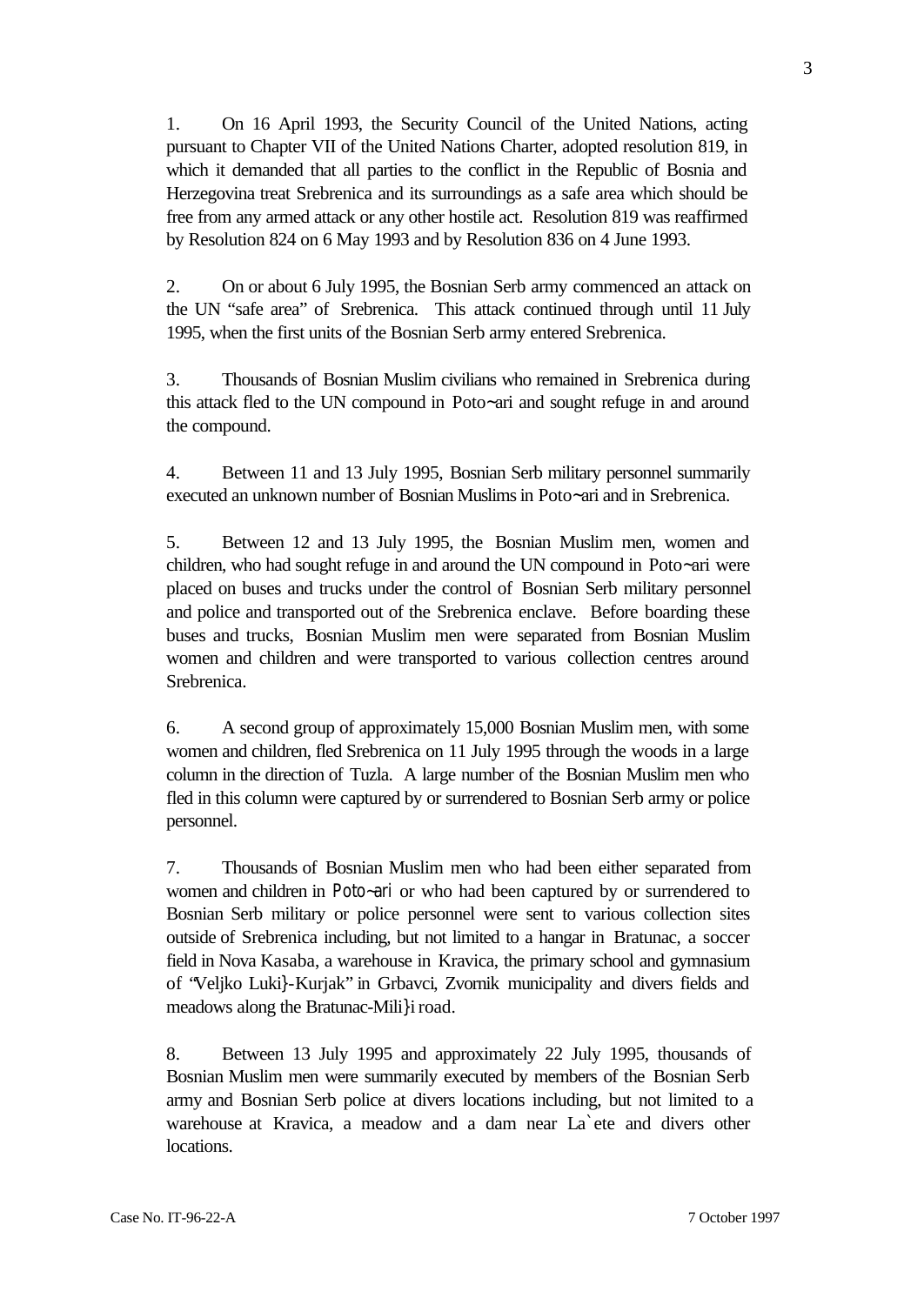1. On 16 April 1993, the Security Council of the United Nations, acting pursuant to Chapter VII of the United Nations Charter, adopted resolution 819, in which it demanded that all parties to the conflict in the Republic of Bosnia and Herzegovina treat Srebrenica and its surroundings as a safe area which should be free from any armed attack or any other hostile act. Resolution 819 was reaffirmed by Resolution 824 on 6 May 1993 and by Resolution 836 on 4 June 1993.

2. On or about 6 July 1995, the Bosnian Serb army commenced an attack on the UN "safe area" of Srebrenica. This attack continued through until 11 July 1995, when the first units of the Bosnian Serb army entered Srebrenica.

3. Thousands of Bosnian Muslim civilians who remained in Srebrenica during this attack fled to the UN compound in Poto~ari and sought refuge in and around the compound.

4. Between 11 and 13 July 1995, Bosnian Serb military personnel summarily executed an unknown number of Bosnian Muslims in Poto~ari and in Srebrenica.

5. Between 12 and 13 July 1995, the Bosnian Muslim men, women and children, who had sought refuge in and around the UN compound in Poto~ari were placed on buses and trucks under the control of Bosnian Serb military personnel and police and transported out of the Srebrenica enclave. Before boarding these buses and trucks, Bosnian Muslim men were separated from Bosnian Muslim women and children and were transported to various collection centres around Srebrenica.

6. A second group of approximately 15,000 Bosnian Muslim men, with some women and children, fled Srebrenica on 11 July 1995 through the woods in a large column in the direction of Tuzla. A large number of the Bosnian Muslim men who fled in this column were captured by or surrendered to Bosnian Serb army or police personnel.

7. Thousands of Bosnian Muslim men who had been either separated from women and children in Poto~ari or who had been captured by or surrendered to Bosnian Serb military or police personnel were sent to various collection sites outside of Srebrenica including, but not limited to a hangar in Bratunac, a soccer field in Nova Kasaba, a warehouse in Kravica, the primary school and gymnasium of "Veljko Luki}-Kurjak" in Grbavci, Zvornik municipality and divers fields and meadows along the Bratunac-Mili}i road.

8. Between 13 July 1995 and approximately 22 July 1995, thousands of Bosnian Muslim men were summarily executed by members of the Bosnian Serb army and Bosnian Serb police at divers locations including, but not limited to a warehouse at Kravica, a meadow and a dam near La`ete and divers other locations.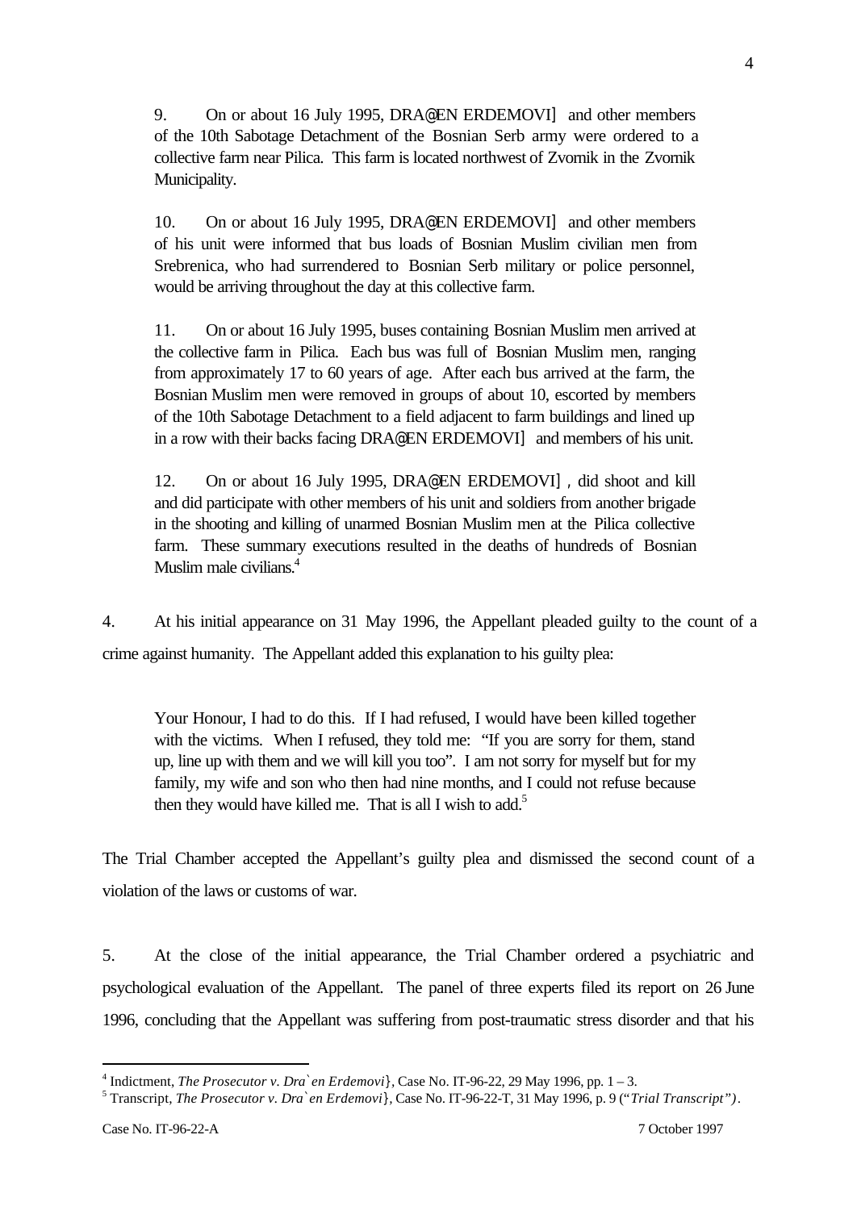> 9. On or about 16 July 1995, DRA@EN ERDEMOVI] and other members of the 10th Sabotage Detachment of the Bosnian Serb army were ordered to a collective farm near Pilica. This farm is located northwest of Zvornik in the Zvornik Municipality.
>
> 10. On or about 16 July 1995, DRA@EN ERDEMOVI] and other members of his unit were informed that bus loads of Bosnian Muslim civilian men from Srebrenica, who had surrendered to Bosnian Serb military or police personnel, would be arriving throughout the day at this collective farm.
>
> 11. On or about 16 July 1995, buses containing Bosnian Muslim men arrived at the collective farm in Pilica. Each bus was full of Bosnian Muslim men, ranging from approximately 17 to 60 years of age. After each bus arrived at the farm, the Bosnian Muslim men were removed in groups of about 10, escorted by members of the 10th Sabotage Detachment to a field adjacent to farm buildings and lined up in a row with their backs facing DRA@EN ERDEMOVI] and members of his unit.
>
> 12. On or about 16 July 1995, DRA@EN ERDEMOVI], did shoot and kill and did participate with other members of his unit and soldiers from another brigade in the shooting and killing of unarmed Bosnian Muslim men at the Pilica collective farm. These summary executions resulted in the deaths of hundreds of Bosnian Muslim male civilians.[4]

4. At his initial appearance on 31 May 1996, the Appellant pleaded guilty to the count of a crime against humanity. The Appellant added this explanation to his guilty plea:

> Your Honour, I had to do this. If I had refused, I would have been killed together with the victims. When I refused, they told me: "If you are sorry for them, stand up, line up with them and we will kill you too". I am not sorry for myself but for my family, my wife and son who then had nine months, and I could not refuse because then they would have killed me. That is all I wish to add.[5]

The Trial Chamber accepted the Appellant's guilty plea and dismissed the second count of a violation of the laws or customs of war.

5. At the close of the initial appearance, the Trial Chamber ordered a psychiatric and psychological evaluation of the Appellant. The panel of three experts filed its report on 26 June 1996, concluding that the Appellant was suffering from post-traumatic stress disorder and that his

---

[4] Indictment, *The Prosecutor v. Dra`en Erdemovi}*, Case No. IT-96-22, 29 May 1996, pp. 1 – 3.

[5] Transcript, *The Prosecutor v. Dra`en Erdemovi}*, Case No. IT-96-22-T, 31 May 1996, p. 9 ("*Trial Transcript")*.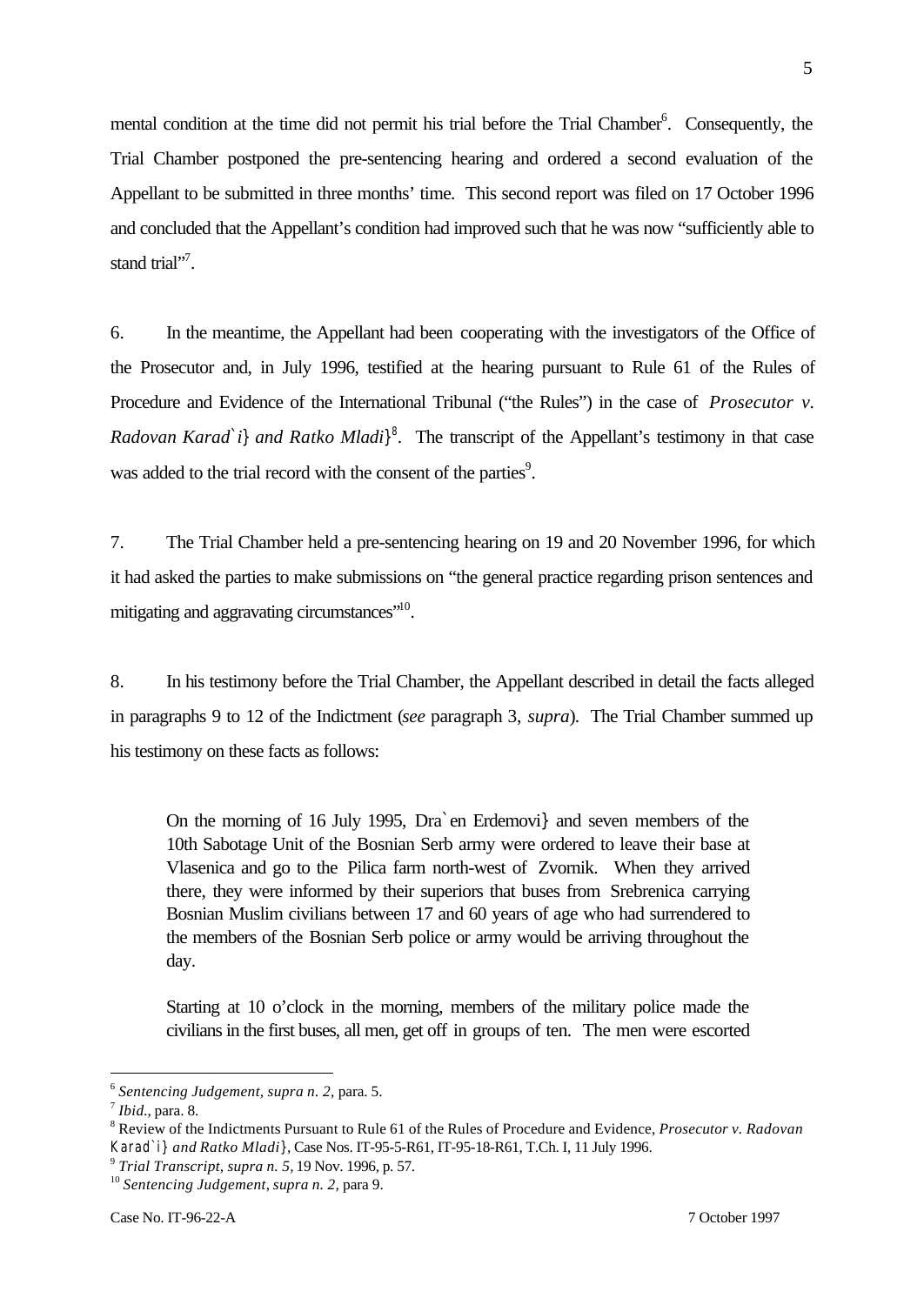mental condition at the time did not permit his trial before the Trial Chamber[6]. Consequently, the Trial Chamber postponed the pre-sentencing hearing and ordered a second evaluation of the Appellant to be submitted in three months' time. This second report was filed on 17 October 1996 and concluded that the Appellant's condition had improved such that he was now "sufficiently able to stand trial"[7].

6. In the meantime, the Appellant had been cooperating with the investigators of the Office of the Prosecutor and, in July 1996, testified at the hearing pursuant to Rule 61 of the Rules of Procedure and Evidence of the International Tribunal ("the Rules") in the case of *Prosecutor v. Radovan Karad`i} and Ratko Mladi}*[8]. The transcript of the Appellant's testimony in that case was added to the trial record with the consent of the parties[9].

7. The Trial Chamber held a pre-sentencing hearing on 19 and 20 November 1996, for which it had asked the parties to make submissions on "the general practice regarding prison sentences and mitigating and aggravating circumstances"[10].

8. In his testimony before the Trial Chamber, the Appellant described in detail the facts alleged in paragraphs 9 to 12 of the Indictment (*see* paragraph 3, *supra*). The Trial Chamber summed up his testimony on these facts as follows:

> On the morning of 16 July 1995, Dra`en Erdemovi} and seven members of the 10th Sabotage Unit of the Bosnian Serb army were ordered to leave their base at Vlasenica and go to the Pilica farm north-west of Zvornik. When they arrived there, they were informed by their superiors that buses from Srebrenica carrying Bosnian Muslim civilians between 17 and 60 years of age who had surrendered to the members of the Bosnian Serb police or army would be arriving throughout the day.
>
> Starting at 10 o'clock in the morning, members of the military police made the civilians in the first buses, all men, get off in groups of ten. The men were escorted

---

[6] *Sentencing Judgement, supra n. 2*, para. 5.

[7] *Ibid.*, para. 8.

[8] Review of the Indictments Pursuant to Rule 61 of the Rules of Procedure and Evidence, *Prosecutor v. Radovan Karad`i} and Ratko Mladi}*, Case Nos. IT-95-5-R61, IT-95-18-R61, T.Ch. I, 11 July 1996.

[9] *Trial Transcript, supra n. 5*, 19 Nov. 1996, p. 57.

[10] *Sentencing Judgement, supra n. 2*, para 9.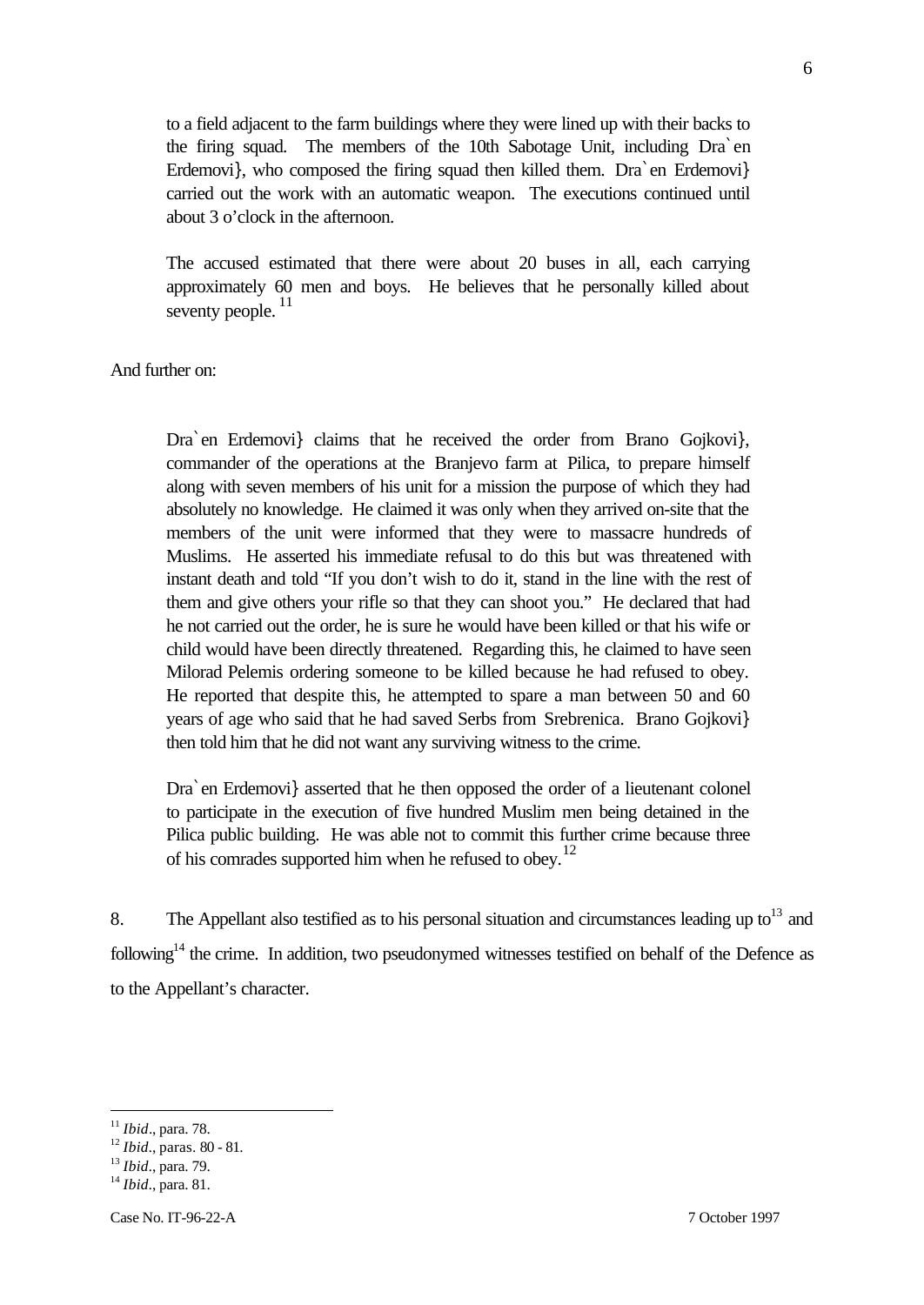to a field adjacent to the farm buildings where they were lined up with their backs to the firing squad. The members of the 10th Sabotage Unit, including Dra`en Erdemovi}, who composed the firing squad then killed them. Dra`en Erdemovi} carried out the work with an automatic weapon. The executions continued until about 3 o'clock in the afternoon.

> The accused estimated that there were about 20 buses in all, each carrying approximately 60 men and boys. He believes that he personally killed about seventy people.[11]

And further on:

> Dra`en Erdemovi} claims that he received the order from Brano Gojkovi}, commander of the operations at the Branjevo farm at Pilica, to prepare himself along with seven members of his unit for a mission the purpose of which they had absolutely no knowledge. He claimed it was only when they arrived on-site that the members of the unit were informed that they were to massacre hundreds of Muslims. He asserted his immediate refusal to do this but was threatened with instant death and told "If you don't wish to do it, stand in the line with the rest of them and give others your rifle so that they can shoot you." He declared that had he not carried out the order, he is sure he would have been killed or that his wife or child would have been directly threatened. Regarding this, he claimed to have seen Milorad Pelemis ordering someone to be killed because he had refused to obey. He reported that despite this, he attempted to spare a man between 50 and 60 years of age who said that he had saved Serbs from Srebrenica. Brano Gojkovi} then told him that he did not want any surviving witness to the crime.
>
> Dra`en Erdemovi} asserted that he then opposed the order of a lieutenant colonel to participate in the execution of five hundred Muslim men being detained in the Pilica public building. He was able not to commit this further crime because three of his comrades supported him when he refused to obey.[12]

8. The Appellant also testified as to his personal situation and circumstances leading up to[13] and following[14] the crime. In addition, two pseudonymed witnesses testified on behalf of the Defence as to the Appellant's character.

---

[11] *Ibid*., para. 78.
[12] *Ibid*., paras. 80 - 81.
[13] *Ibid*., para. 79.
[14] *Ibid*., para. 81.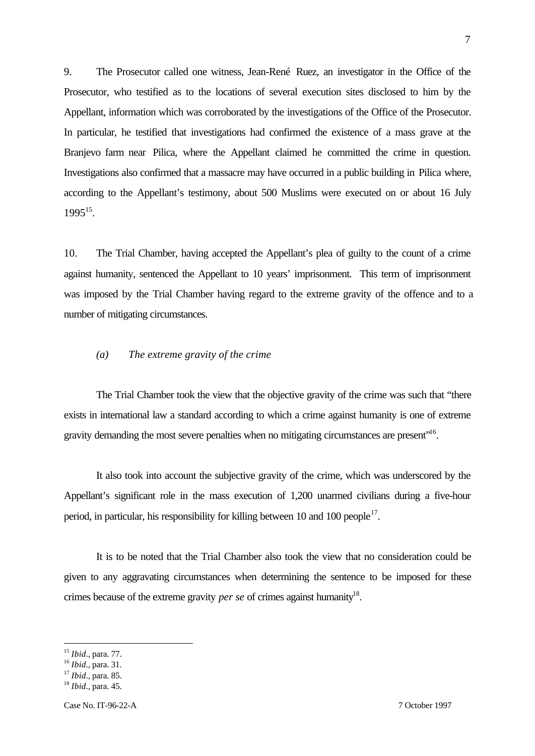9. The Prosecutor called one witness, Jean-René Ruez, an investigator in the Office of the Prosecutor, who testified as to the locations of several execution sites disclosed to him by the Appellant, information which was corroborated by the investigations of the Office of the Prosecutor. In particular, he testified that investigations had confirmed the existence of a mass grave at the Branjevo farm near Pilica, where the Appellant claimed he committed the crime in question. Investigations also confirmed that a massacre may have occurred in a public building in Pilica where, according to the Appellant's testimony, about 500 Muslims were executed on or about 16 July 1995[15].

10. The Trial Chamber, having accepted the Appellant's plea of guilty to the count of a crime against humanity, sentenced the Appellant to 10 years' imprisonment. This term of imprisonment was imposed by the Trial Chamber having regard to the extreme gravity of the offence and to a number of mitigating circumstances.

*(a) The extreme gravity of the crime*

The Trial Chamber took the view that the objective gravity of the crime was such that "there exists in international law a standard according to which a crime against humanity is one of extreme gravity demanding the most severe penalties when no mitigating circumstances are present"[16].

It also took into account the subjective gravity of the crime, which was underscored by the Appellant's significant role in the mass execution of 1,200 unarmed civilians during a five-hour period, in particular, his responsibility for killing between 10 and 100 people[17].

It is to be noted that the Trial Chamber also took the view that no consideration could be given to any aggravating circumstances when determining the sentence to be imposed for these crimes because of the extreme gravity *per se* of crimes against humanity[18].

---

[15] *Ibid*., para. 77.
[16] *Ibid*., para. 31.
[17] *Ibid*., para. 85.
[18] *Ibid*., para. 45.

Case No. IT-96-22-A 7 October 1997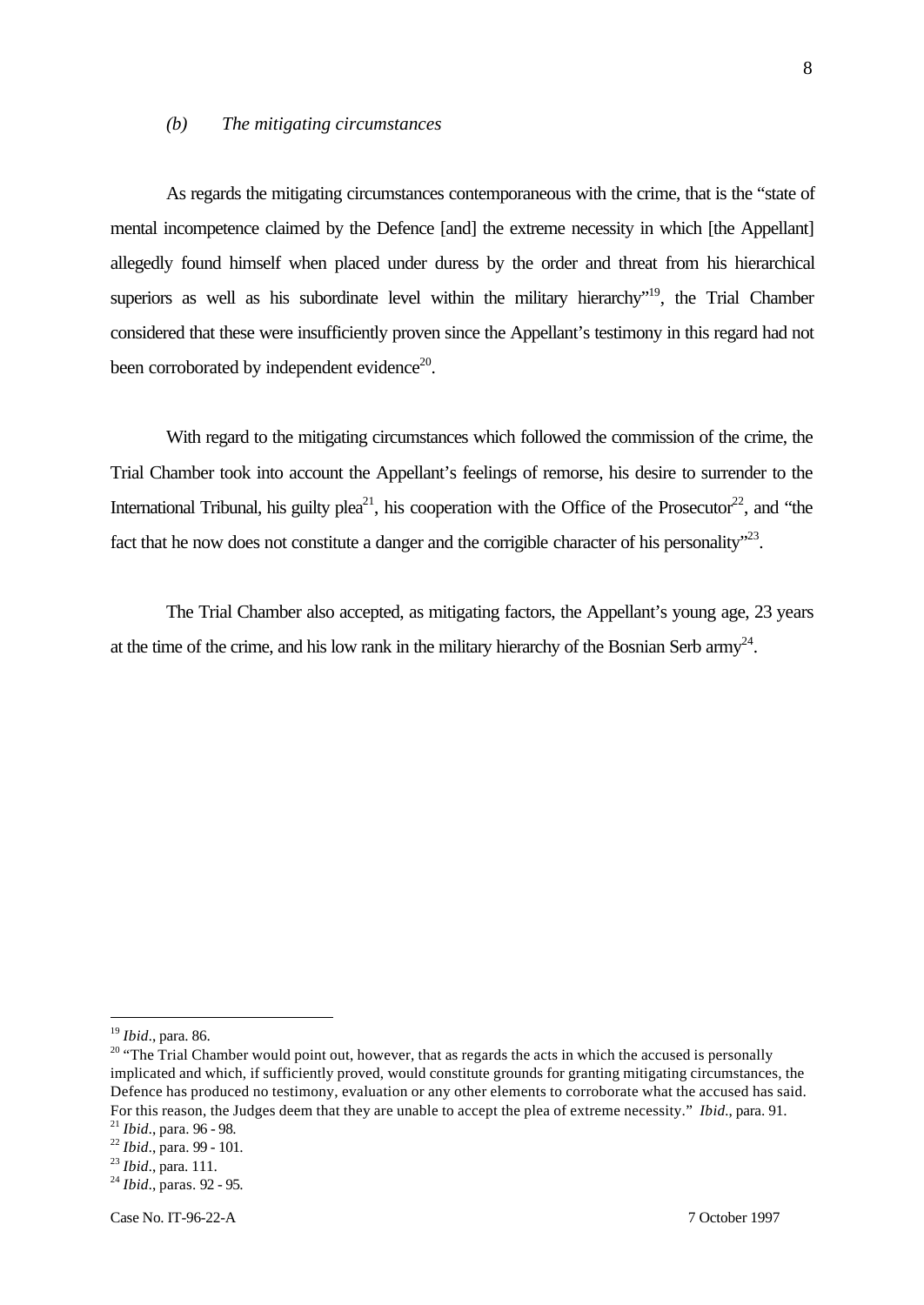*(b) The mitigating circumstances*

As regards the mitigating circumstances contemporaneous with the crime, that is the "state of mental incompetence claimed by the Defence [and] the extreme necessity in which [the Appellant] allegedly found himself when placed under duress by the order and threat from his hierarchical superiors as well as his subordinate level within the military hierarchy"[19], the Trial Chamber considered that these were insufficiently proven since the Appellant's testimony in this regard had not been corroborated by independent evidence[20].

With regard to the mitigating circumstances which followed the commission of the crime, the Trial Chamber took into account the Appellant's feelings of remorse, his desire to surrender to the International Tribunal, his guilty plea[21], his cooperation with the Office of the Prosecutor[22], and "the fact that he now does not constitute a danger and the corrigible character of his personality"[23].

The Trial Chamber also accepted, as mitigating factors, the Appellant's young age, 23 years at the time of the crime, and his low rank in the military hierarchy of the Bosnian Serb army[24].

---

[19] *Ibid*., para. 86.

[20] "The Trial Chamber would point out, however, that as regards the acts in which the accused is personally implicated and which, if sufficiently proved, would constitute grounds for granting mitigating circumstances, the Defence has produced no testimony, evaluation or any other elements to corroborate what the accused has said. For this reason, the Judges deem that they are unable to accept the plea of extreme necessity." *Ibid.*, para. 91.

[21] *Ibid*., para. 96 - 98.

[22] *Ibid*., para. 99 - 101.

[23] *Ibid*., para. 111.

[24] *Ibid*., paras. 92 - 95.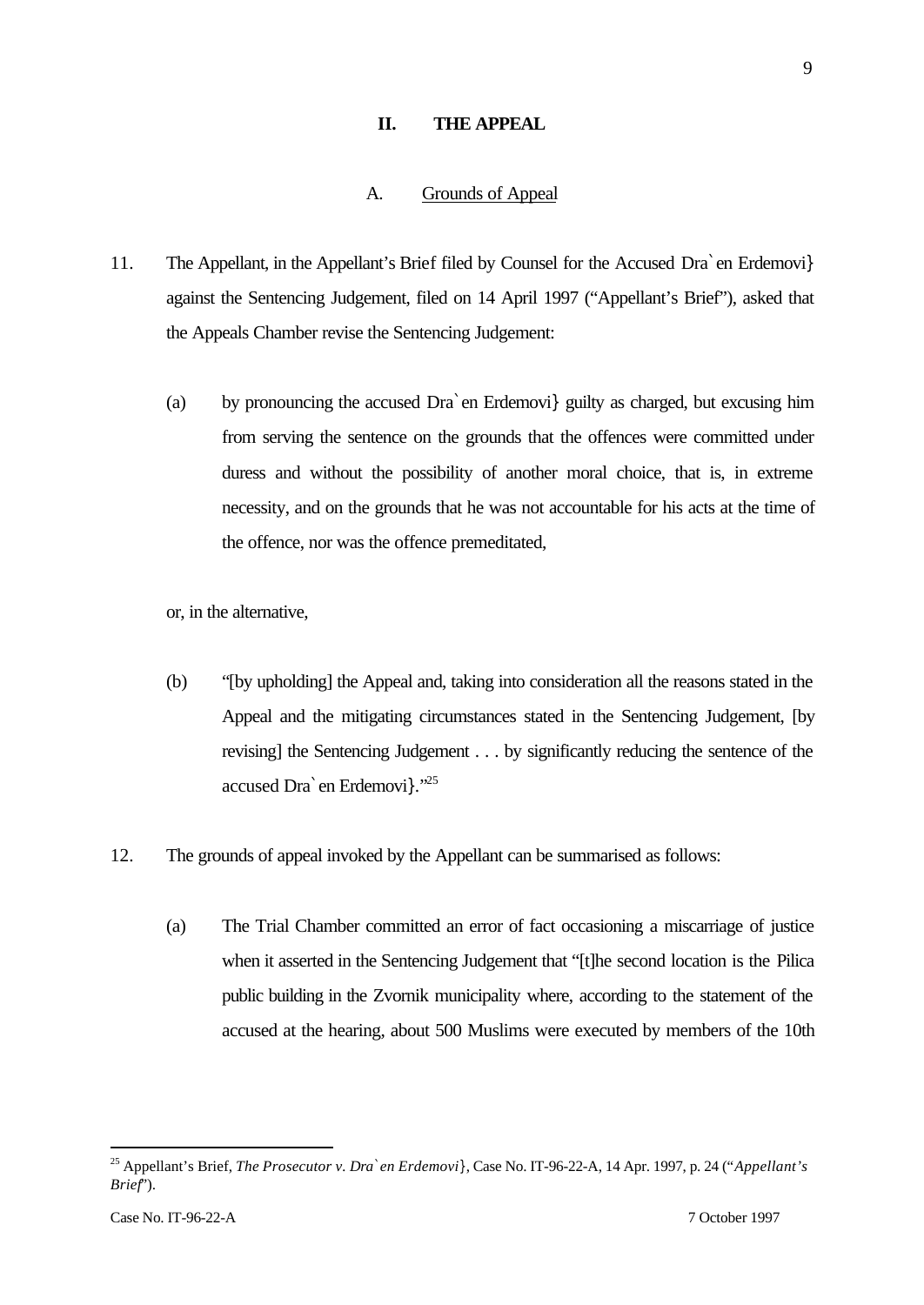## II. THE APPEAL

### A. Grounds of Appeal

11. The Appellant, in the Appellant's Brief filed by Counsel for the Accused Dra`en Erdemovi} against the Sentencing Judgement, filed on 14 April 1997 ("Appellant's Brief"), asked that the Appeals Chamber revise the Sentencing Judgement:

    (a) by pronouncing the accused Dra`en Erdemovi} guilty as charged, but excusing him from serving the sentence on the grounds that the offences were committed under duress and without the possibility of another moral choice, that is, in extreme necessity, and on the grounds that he was not accountable for his acts at the time of the offence, nor was the offence premeditated,

    or, in the alternative,

    (b) "[by upholding] the Appeal and, taking into consideration all the reasons stated in the Appeal and the mitigating circumstances stated in the Sentencing Judgement, [by revising] the Sentencing Judgement . . . by significantly reducing the sentence of the accused Dra`en Erdemovi}."[25]

12. The grounds of appeal invoked by the Appellant can be summarised as follows:

    (a) The Trial Chamber committed an error of fact occasioning a miscarriage of justice when it asserted in the Sentencing Judgement that "[t]he second location is the Pilica public building in the Zvornik municipality where, according to the statement of the accused at the hearing, about 500 Muslims were executed by members of the 10th

---

[25] Appellant's Brief, *The Prosecutor v. Dra`en Erdemovi}*, Case No. IT-96-22-A, 14 Apr. 1997, p. 24 ("*Appellant's Brief*").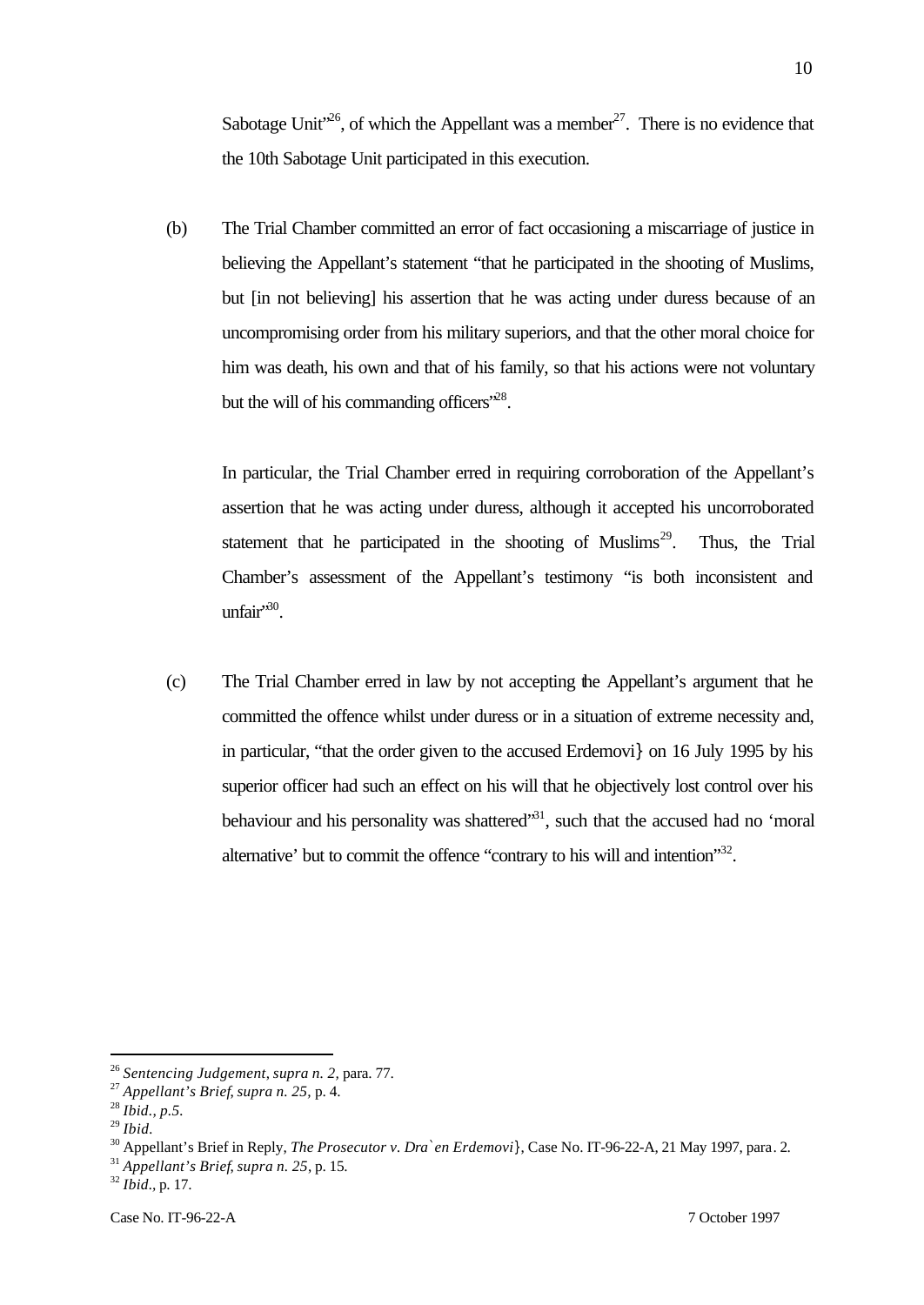Sabotage Unit"[26], of which the Appellant was a member[27]. There is no evidence that the 10th Sabotage Unit participated in this execution.

(b) The Trial Chamber committed an error of fact occasioning a miscarriage of justice in believing the Appellant's statement "that he participated in the shooting of Muslims, but [in not believing] his assertion that he was acting under duress because of an uncompromising order from his military superiors, and that the other moral choice for him was death, his own and that of his family, so that his actions were not voluntary but the will of his commanding officers"[28].

In particular, the Trial Chamber erred in requiring corroboration of the Appellant's assertion that he was acting under duress, although it accepted his uncorroborated statement that he participated in the shooting of Muslims[29]. Thus, the Trial Chamber's assessment of the Appellant's testimony "is both inconsistent and unfair"[30].

(c) The Trial Chamber erred in law by not accepting the Appellant's argument that he committed the offence whilst under duress or in a situation of extreme necessity and, in particular, "that the order given to the accused Erdemovi} on 16 July 1995 by his superior officer had such an effect on his will that he objectively lost control over his behaviour and his personality was shattered"[31], such that the accused had no 'moral alternative' but to commit the offence "contrary to his will and intention"[32].

---

[26] *Sentencing Judgement, supra n. 2,* para. 77.

[27] *Appellant's Brief, supra n. 25,* p. 4.

[28] *Ibid., p.5.*

[29] *Ibid.*

[30] Appellant's Brief in Reply, *The Prosecutor v. Dra`en Erdemovi}*, Case No. IT-96-22-A, 21 May 1997, para. 2.

[31] *Appellant's Brief, supra n. 25,* p. 15.

[32] *Ibid.*, p. 17.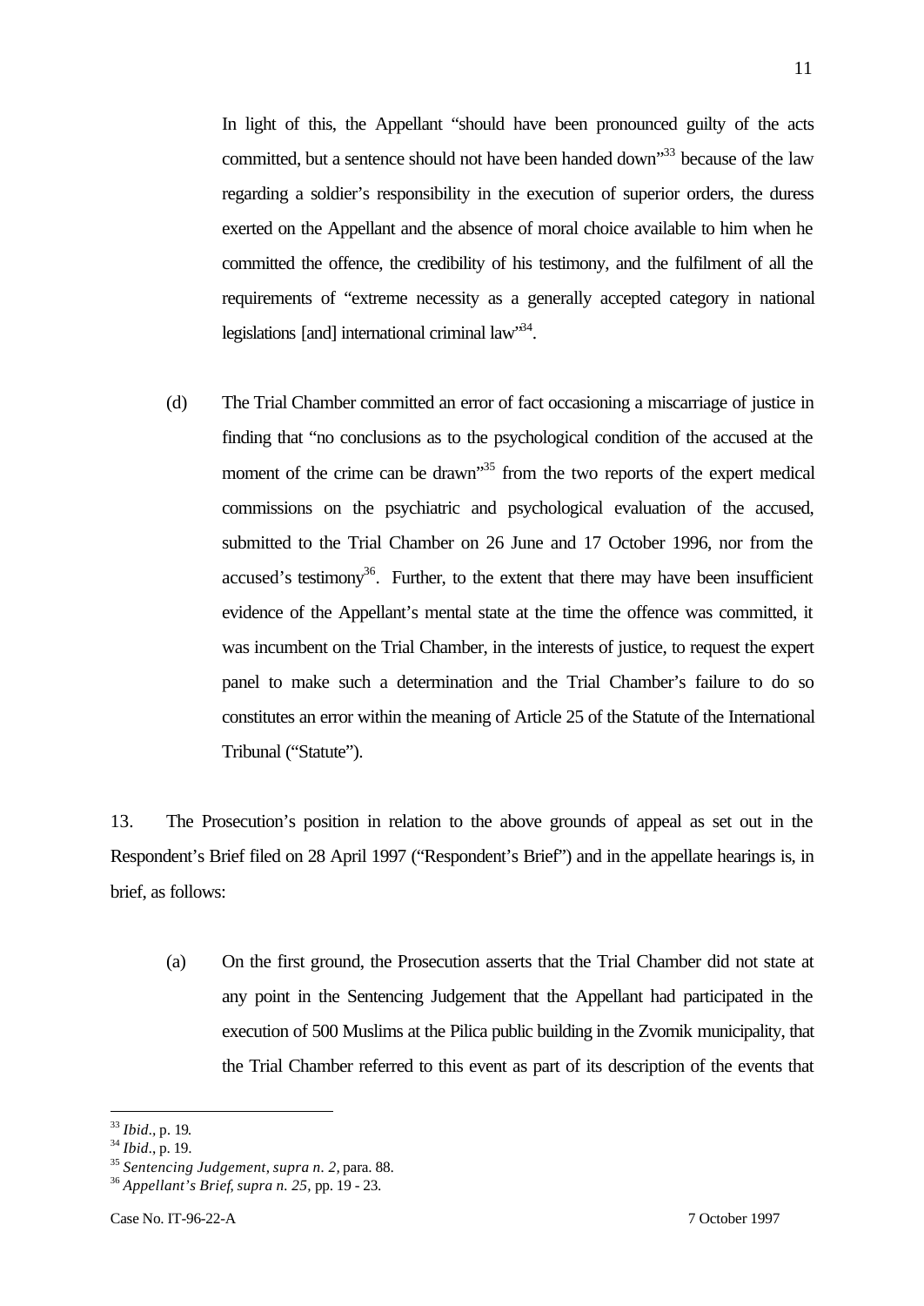In light of this, the Appellant "should have been pronounced guilty of the acts committed, but a sentence should not have been handed down"[33] because of the law regarding a soldier's responsibility in the execution of superior orders, the duress exerted on the Appellant and the absence of moral choice available to him when he committed the offence, the credibility of his testimony, and the fulfilment of all the requirements of "extreme necessity as a generally accepted category in national legislations [and] international criminal law"[34].

(d) The Trial Chamber committed an error of fact occasioning a miscarriage of justice in finding that "no conclusions as to the psychological condition of the accused at the moment of the crime can be drawn"[35] from the two reports of the expert medical commissions on the psychiatric and psychological evaluation of the accused, submitted to the Trial Chamber on 26 June and 17 October 1996, nor from the accused's testimony[36]. Further, to the extent that there may have been insufficient evidence of the Appellant's mental state at the time the offence was committed, it was incumbent on the Trial Chamber, in the interests of justice, to request the expert panel to make such a determination and the Trial Chamber's failure to do so constitutes an error within the meaning of Article 25 of the Statute of the International Tribunal ("Statute").

13. The Prosecution's position in relation to the above grounds of appeal as set out in the Respondent's Brief filed on 28 April 1997 ("Respondent's Brief") and in the appellate hearings is, in brief, as follows:

(a) On the first ground, the Prosecution asserts that the Trial Chamber did not state at any point in the Sentencing Judgement that the Appellant had participated in the execution of 500 Muslims at the Pilica public building in the Zvornik municipality, that the Trial Chamber referred to this event as part of its description of the events that

---

[33] *Ibid.*, p. 19.

[34] *Ibid.*, p. 19.

[35] *Sentencing Judgement, supra n. 2,* para. 88.

[36] *Appellant's Brief, supra n. 25,* pp. 19 - 23.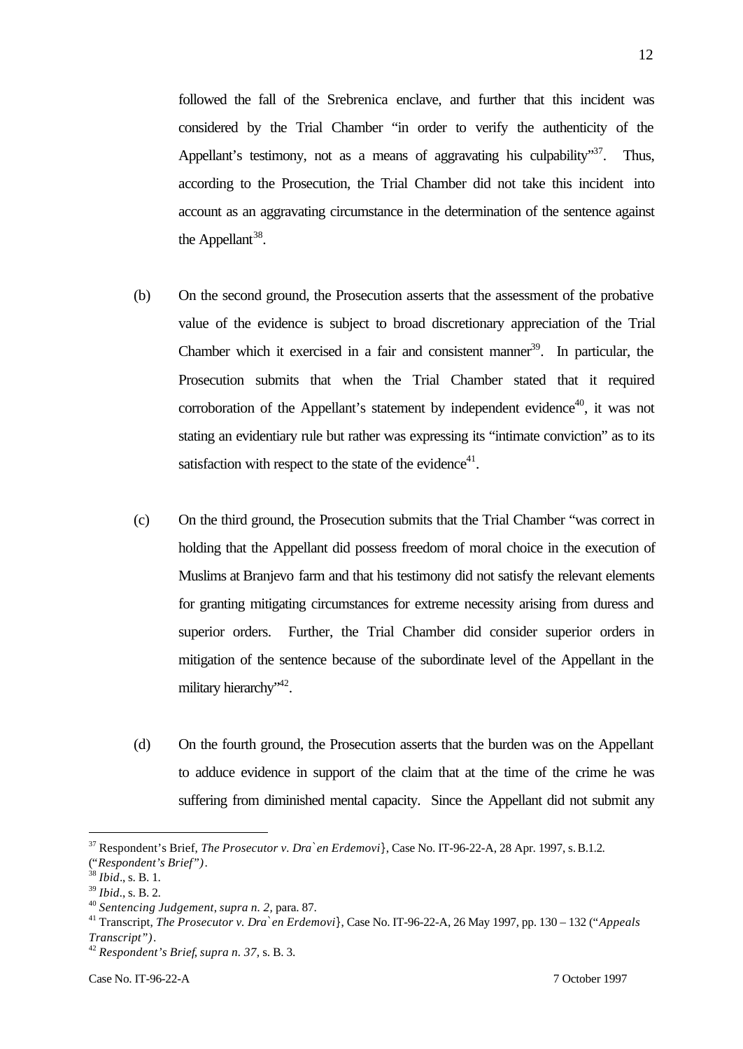followed the fall of the Srebrenica enclave, and further that this incident was considered by the Trial Chamber "in order to verify the authenticity of the Appellant's testimony, not as a means of aggravating his culpability"[37]. Thus, according to the Prosecution, the Trial Chamber did not take this incident into account as an aggravating circumstance in the determination of the sentence against the Appellant[38].

(b) On the second ground, the Prosecution asserts that the assessment of the probative value of the evidence is subject to broad discretionary appreciation of the Trial Chamber which it exercised in a fair and consistent manner[39]. In particular, the Prosecution submits that when the Trial Chamber stated that it required corroboration of the Appellant's statement by independent evidence[40], it was not stating an evidentiary rule but rather was expressing its "intimate conviction" as to its satisfaction with respect to the state of the evidence[41].

(c) On the third ground, the Prosecution submits that the Trial Chamber "was correct in holding that the Appellant did possess freedom of moral choice in the execution of Muslims at Branjevo farm and that his testimony did not satisfy the relevant elements for granting mitigating circumstances for extreme necessity arising from duress and superior orders. Further, the Trial Chamber did consider superior orders in mitigation of the sentence because of the subordinate level of the Appellant in the military hierarchy"[42].

(d) On the fourth ground, the Prosecution asserts that the burden was on the Appellant to adduce evidence in support of the claim that at the time of the crime he was suffering from diminished mental capacity. Since the Appellant did not submit any

---

[37] Respondent's Brief, *The Prosecutor v. Dra`en Erdemovi}*, Case No. IT-96-22-A, 28 Apr. 1997, s. B.1.2. ("*Respondent's Brief")*.

[38] *Ibid*., s. B. 1.

[39] *Ibid*., s. B. 2.

[40] *Sentencing Judgement*, *supra n. 2,* para. 87.

[41] Transcript, *The Prosecutor v. Dra`en Erdemovi}*, Case No. IT-96-22-A, 26 May 1997, pp. 130 – 132 ("*Appeals Transcript")*.

[42] *Respondent's Brief, supra n. 37,* s. B. 3.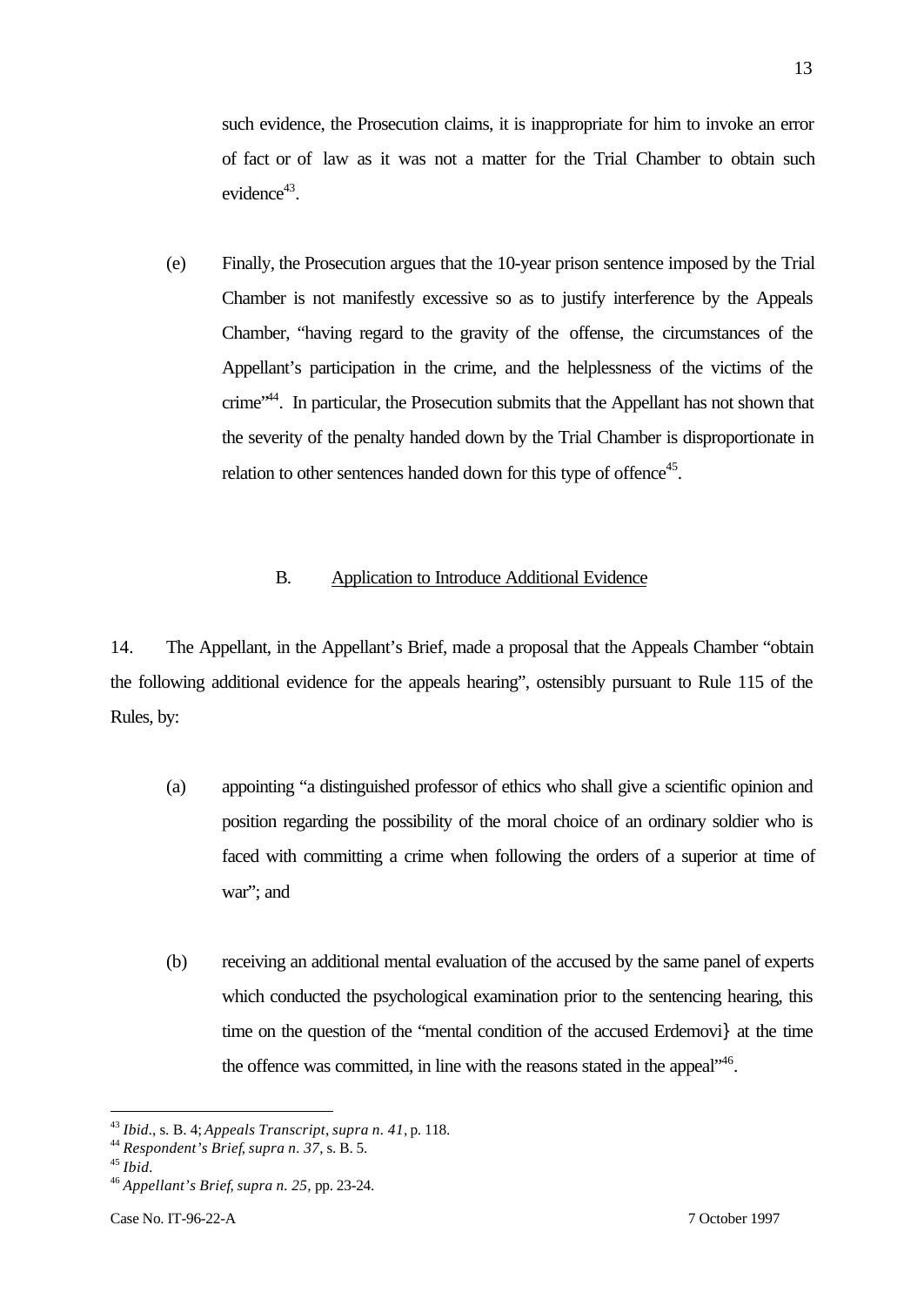such evidence, the Prosecution claims, it is inappropriate for him to invoke an error of fact or of law as it was not a matter for the Trial Chamber to obtain such evidence[43].

(e) Finally, the Prosecution argues that the 10-year prison sentence imposed by the Trial Chamber is not manifestly excessive so as to justify interference by the Appeals Chamber, "having regard to the gravity of the offense, the circumstances of the Appellant's participation in the crime, and the helplessness of the victims of the crime"[44]. In particular, the Prosecution submits that the Appellant has not shown that the severity of the penalty handed down by the Trial Chamber is disproportionate in relation to other sentences handed down for this type of offence[45].

## B. Application to Introduce Additional Evidence

14. The Appellant, in the Appellant's Brief, made a proposal that the Appeals Chamber "obtain the following additional evidence for the appeals hearing", ostensibly pursuant to Rule 115 of the Rules, by:

(a) appointing "a distinguished professor of ethics who shall give a scientific opinion and position regarding the possibility of the moral choice of an ordinary soldier who is faced with committing a crime when following the orders of a superior at time of war"; and

(b) receiving an additional mental evaluation of the accused by the same panel of experts which conducted the psychological examination prior to the sentencing hearing, this time on the question of the "mental condition of the accused Erdemovi} at the time the offence was committed, in line with the reasons stated in the appeal"[46].

---

[43] *Ibid.*, s. B. 4; *Appeals Transcript, supra n. 41,* p. 118.

[44] *Respondent's Brief, supra n. 37*, s. B. 5.

[45] *Ibid.*

[46] *Appellant's Brief, supra n. 25,* pp. 23-24.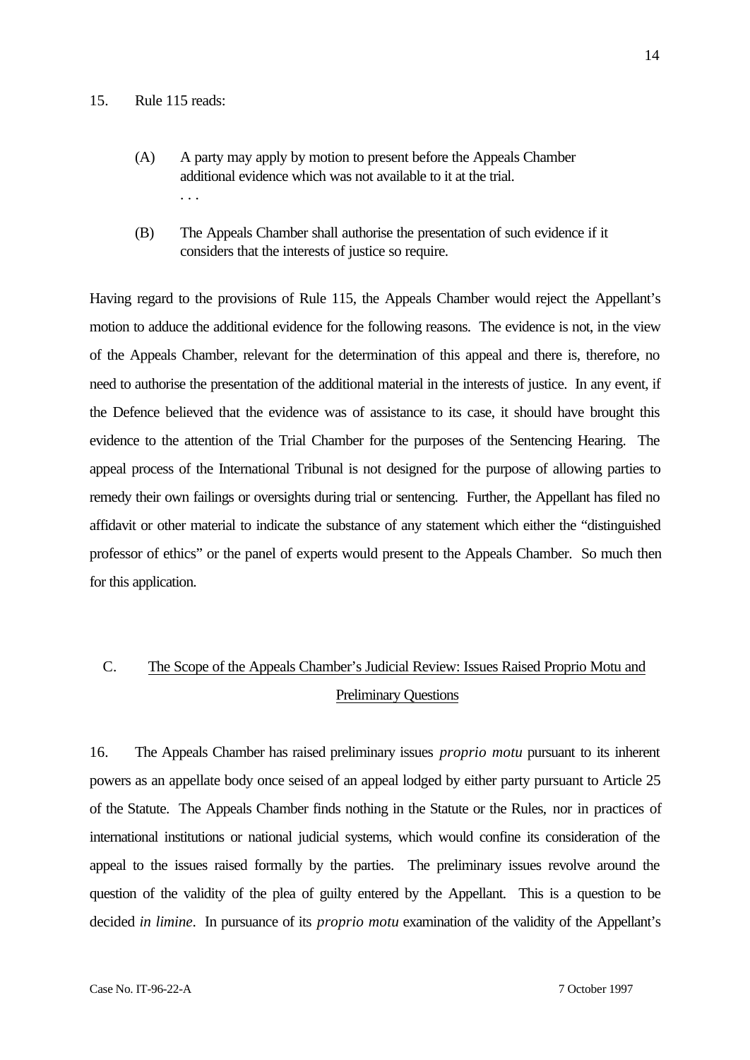15. Rule 115 reads:

> (A) A party may apply by motion to present before the Appeals Chamber additional evidence which was not available to it at the trial.
> . . .
>
> (B) The Appeals Chamber shall authorise the presentation of such evidence if it considers that the interests of justice so require.

Having regard to the provisions of Rule 115, the Appeals Chamber would reject the Appellant's motion to adduce the additional evidence for the following reasons. The evidence is not, in the view of the Appeals Chamber, relevant for the determination of this appeal and there is, therefore, no need to authorise the presentation of the additional material in the interests of justice. In any event, if the Defence believed that the evidence was of assistance to its case, it should have brought this evidence to the attention of the Trial Chamber for the purposes of the Sentencing Hearing. The appeal process of the International Tribunal is not designed for the purpose of allowing parties to remedy their own failings or oversights during trial or sentencing. Further, the Appellant has filed no affidavit or other material to indicate the substance of any statement which either the "distinguished professor of ethics" or the panel of experts would present to the Appeals Chamber. So much then for this application.

## C. The Scope of the Appeals Chamber's Judicial Review: Issues Raised Proprio Motu and Preliminary Questions

16. The Appeals Chamber has raised preliminary issues *proprio motu* pursuant to its inherent powers as an appellate body once seised of an appeal lodged by either party pursuant to Article 25 of the Statute. The Appeals Chamber finds nothing in the Statute or the Rules, nor in practices of international institutions or national judicial systems, which would confine its consideration of the appeal to the issues raised formally by the parties. The preliminary issues revolve around the question of the validity of the plea of guilty entered by the Appellant. This is a question to be decided *in limine*. In pursuance of its *proprio motu* examination of the validity of the Appellant's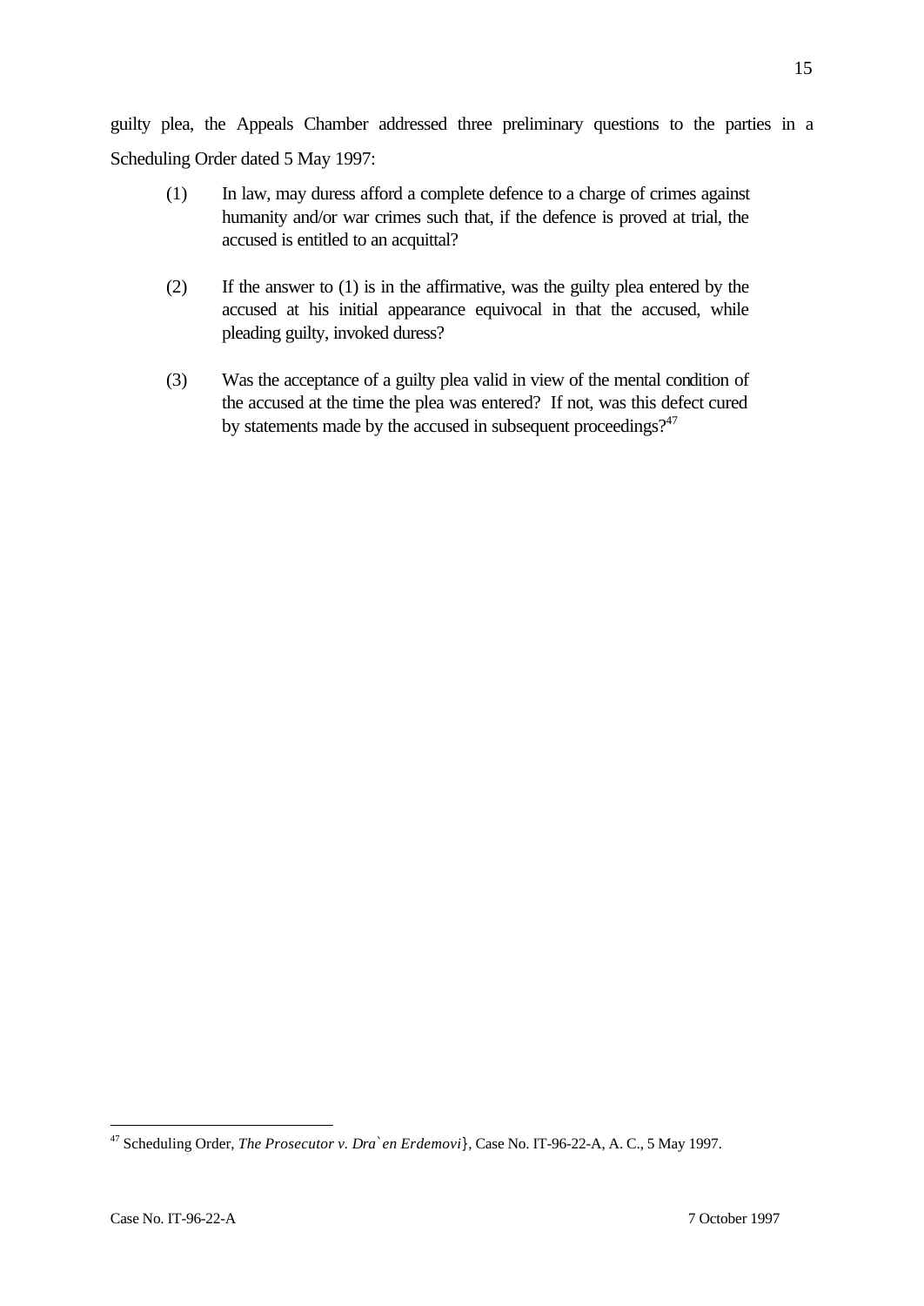guilty plea, the Appeals Chamber addressed three preliminary questions to the parties in a Scheduling Order dated 5 May 1997:

> (1) In law, may duress afford a complete defence to a charge of crimes against humanity and/or war crimes such that, if the defence is proved at trial, the accused is entitled to an acquittal?
>
> (2) If the answer to (1) is in the affirmative, was the guilty plea entered by the accused at his initial appearance equivocal in that the accused, while pleading guilty, invoked duress?
>
> (3) Was the acceptance of a guilty plea valid in view of the mental condition of the accused at the time the plea was entered? If not, was this defect cured by statements made by the accused in subsequent proceedings?[47]

---

[47] Scheduling Order, *The Prosecutor v. Dra`en Erdemovi}*, Case No. IT-96-22-A, A. C., 5 May 1997.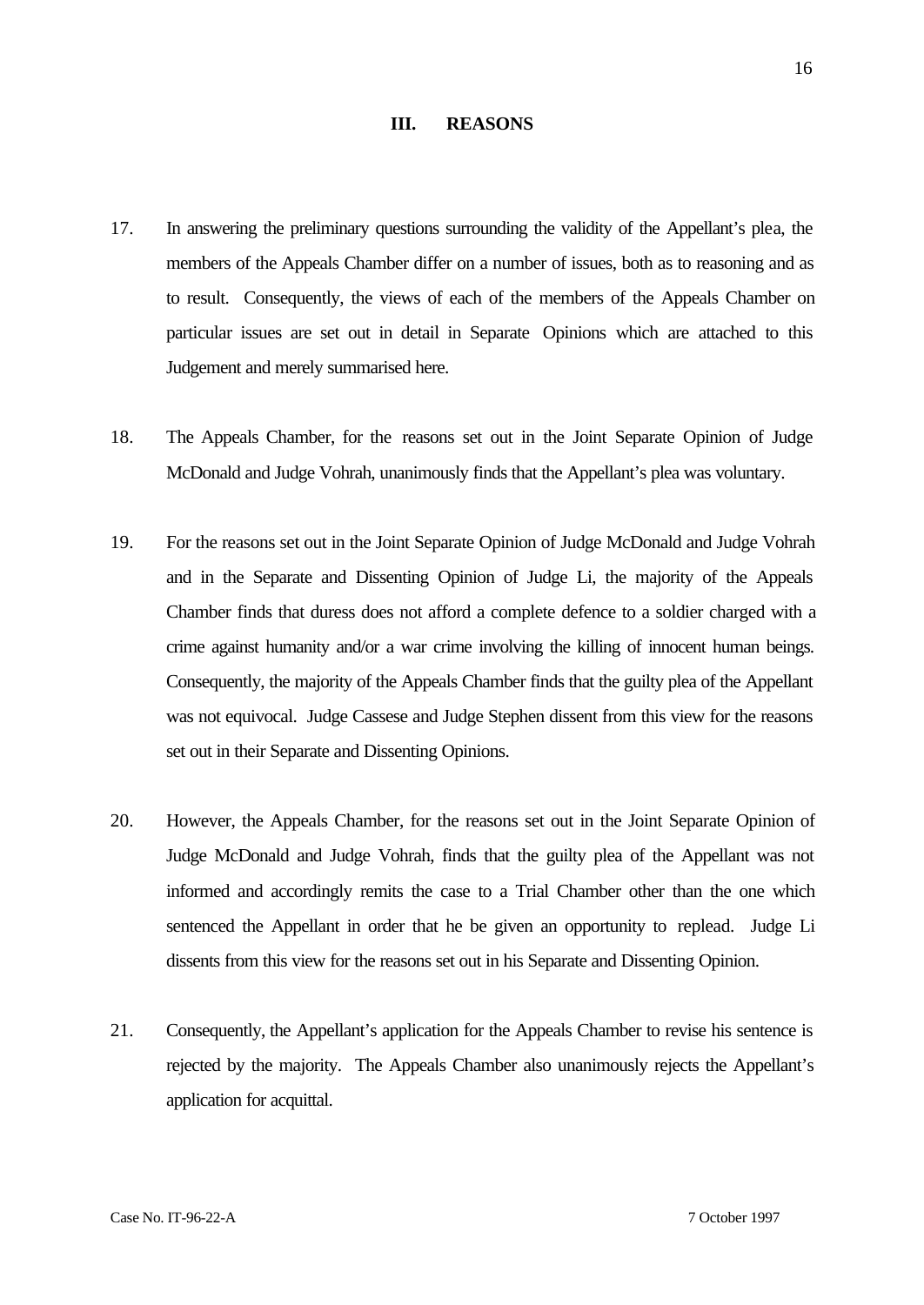## III. REASONS

17. In answering the preliminary questions surrounding the validity of the Appellant's plea, the members of the Appeals Chamber differ on a number of issues, both as to reasoning and as to result. Consequently, the views of each of the members of the Appeals Chamber on particular issues are set out in detail in Separate Opinions which are attached to this Judgement and merely summarised here.

18. The Appeals Chamber, for the reasons set out in the Joint Separate Opinion of Judge McDonald and Judge Vohrah, unanimously finds that the Appellant's plea was voluntary.

19. For the reasons set out in the Joint Separate Opinion of Judge McDonald and Judge Vohrah and in the Separate and Dissenting Opinion of Judge Li, the majority of the Appeals Chamber finds that duress does not afford a complete defence to a soldier charged with a crime against humanity and/or a war crime involving the killing of innocent human beings. Consequently, the majority of the Appeals Chamber finds that the guilty plea of the Appellant was not equivocal. Judge Cassese and Judge Stephen dissent from this view for the reasons set out in their Separate and Dissenting Opinions.

20. However, the Appeals Chamber, for the reasons set out in the Joint Separate Opinion of Judge McDonald and Judge Vohrah, finds that the guilty plea of the Appellant was not informed and accordingly remits the case to a Trial Chamber other than the one which sentenced the Appellant in order that he be given an opportunity to replead. Judge Li dissents from this view for the reasons set out in his Separate and Dissenting Opinion.

21. Consequently, the Appellant's application for the Appeals Chamber to revise his sentence is rejected by the majority. The Appeals Chamber also unanimously rejects the Appellant's application for acquittal.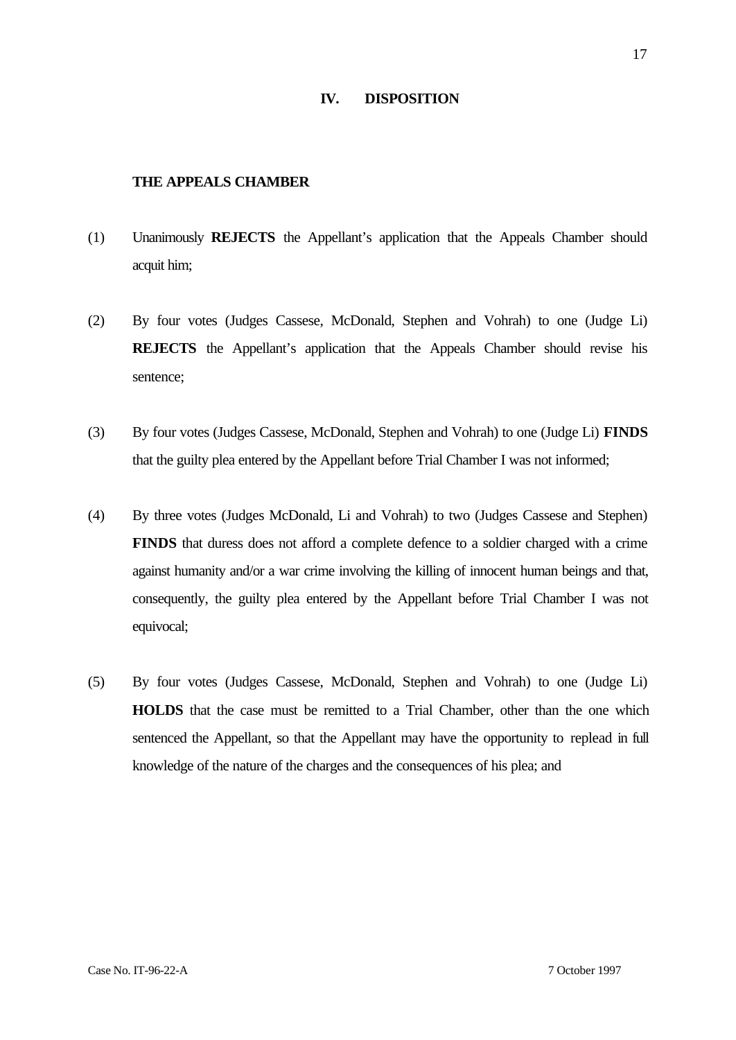## IV. DISPOSITION

**THE APPEALS CHAMBER**

(1) Unanimously **REJECTS** the Appellant's application that the Appeals Chamber should acquit him;

(2) By four votes (Judges Cassese, McDonald, Stephen and Vohrah) to one (Judge Li) **REJECTS** the Appellant's application that the Appeals Chamber should revise his sentence;

(3) By four votes (Judges Cassese, McDonald, Stephen and Vohrah) to one (Judge Li) **FINDS** that the guilty plea entered by the Appellant before Trial Chamber I was not informed;

(4) By three votes (Judges McDonald, Li and Vohrah) to two (Judges Cassese and Stephen) **FINDS** that duress does not afford a complete defence to a soldier charged with a crime against humanity and/or a war crime involving the killing of innocent human beings and that, consequently, the guilty plea entered by the Appellant before Trial Chamber I was not equivocal;

(5) By four votes (Judges Cassese, McDonald, Stephen and Vohrah) to one (Judge Li) **HOLDS** that the case must be remitted to a Trial Chamber, other than the one which sentenced the Appellant, so that the Appellant may have the opportunity to replead in full knowledge of the nature of the charges and the consequences of his plea; and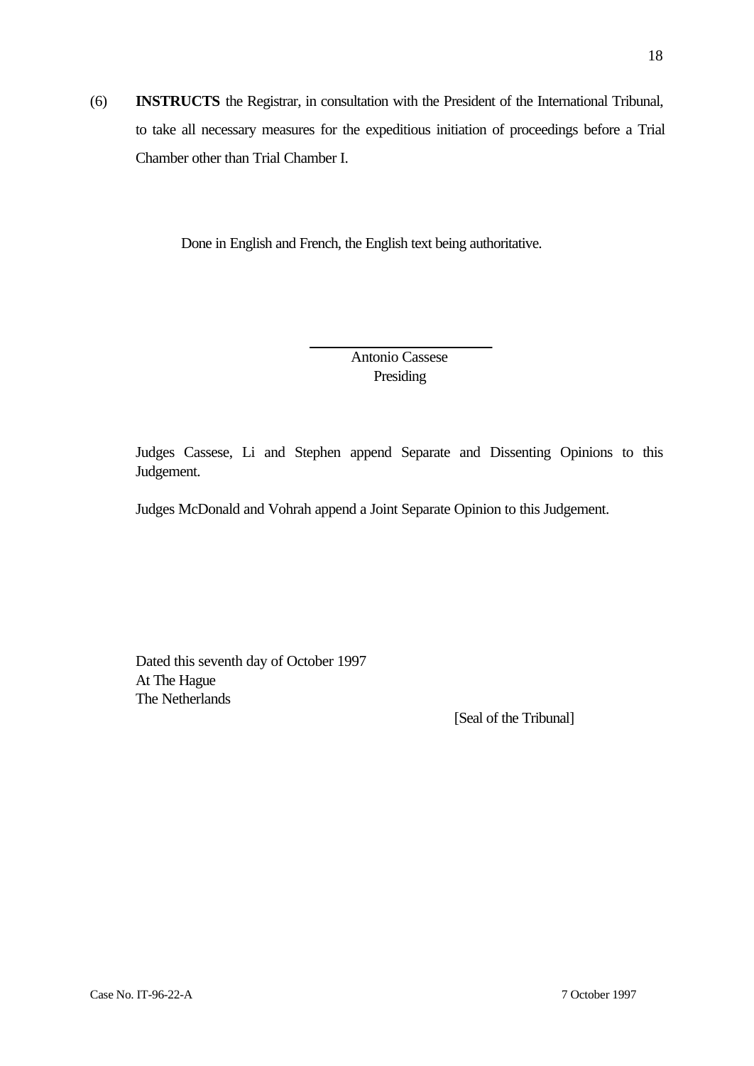(6) **INSTRUCTS** the Registrar, in consultation with the President of the International Tribunal, to take all necessary measures for the expeditious initiation of proceedings before a Trial Chamber other than Trial Chamber I.

Done in English and French, the English text being authoritative.

Antonio Cassese
Presiding

Judges Cassese, Li and Stephen append Separate and Dissenting Opinions to this Judgement.

Judges McDonald and Vohrah append a Joint Separate Opinion to this Judgement.

Dated this seventh day of October 1997
At The Hague
The Netherlands

[Seal of the Tribunal]